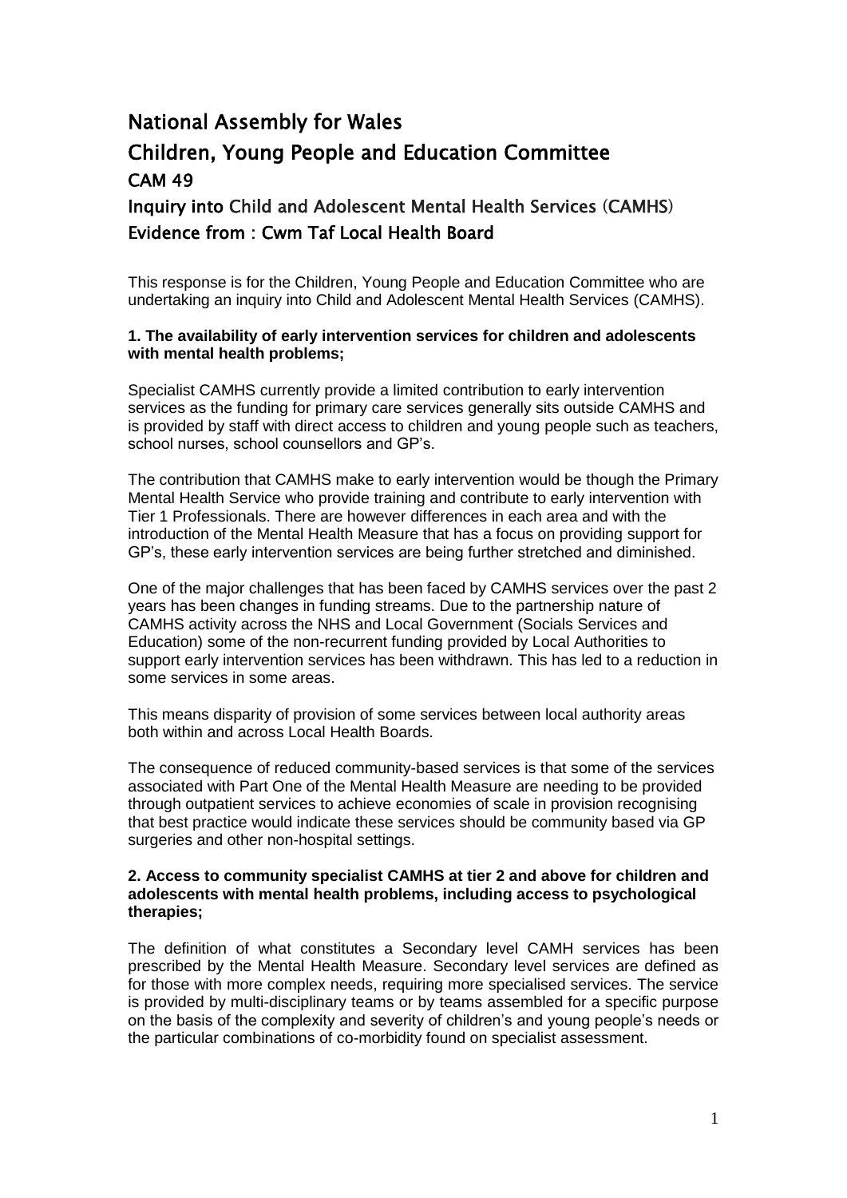# National Assembly for Wales

## Children, Young People and Education Committee

## CAM 49

## Inquiry into Child and Adolescent Mental Health Services (CAMHS)

## Evidence from : Cwm Taf Local Health Board

This response is for the Children, Young People and Education Committee who are undertaking an inquiry into Child and Adolescent Mental Health Services (CAMHS).

**1. The availability of early intervention services for children and adolescents with mental health problems;**

Specialist CAMHS currently provide a limited contribution to early intervention services as the funding for primary care services generally sits outside CAMHS and is provided by staff with direct access to children and young people such as teachers, school nurses, school counsellors and GP's.

The contribution that CAMHS make to early intervention would be though the Primary Mental Health Service who provide training and contribute to early intervention with Tier 1 Professionals. There are however differences in each area and with the introduction of the Mental Health Measure that has a focus on providing support for GP's, these early intervention services are being further stretched and diminished.

One of the major challenges that has been faced by CAMHS services over the past 2 years has been changes in funding streams. Due to the partnership nature of CAMHS activity across the NHS and Local Government (Socials Services and Education) some of the non-recurrent funding provided by Local Authorities to support early intervention services has been withdrawn. This has led to a reduction in some services in some areas.

This means disparity of provision of some services between local authority areas both within and across Local Health Boards.

The consequence of reduced community-based services is that some of the services associated with Part One of the Mental Health Measure are needing to be provided through outpatient services to achieve economies of scale in provision recognising that best practice would indicate these services should be community based via GP surgeries and other non-hospital settings.

**2. Access to community specialist CAMHS at tier 2 and above for children and adolescents with mental health problems, including access to psychological therapies;**

The definition of what constitutes a Secondary level CAMH services has been prescribed by the Mental Health Measure. Secondary level services are defined as for those with more complex needs, requiring more specialised services. The service is provided by multi-disciplinary teams or by teams assembled for a specific purpose on the basis of the complexity and severity of children's and young people's needs or the particular combinations of co-morbidity found on specialist assessment.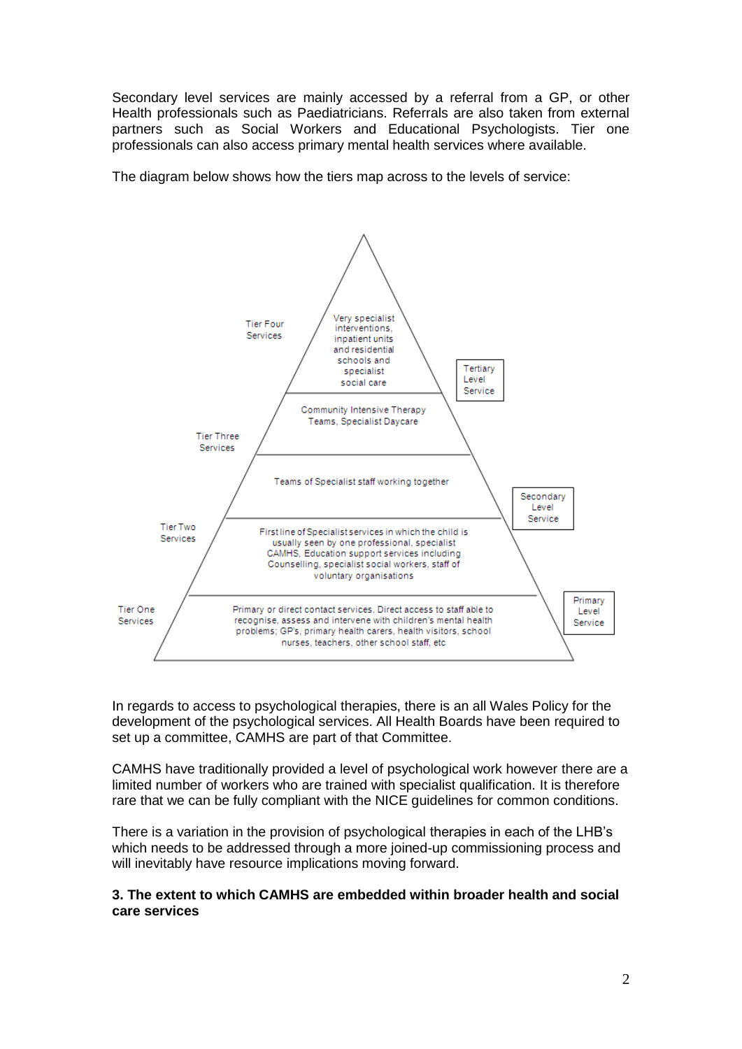Secondary level services are mainly accessed by a referral from a GP, or other Health professionals such as Paediatricians. Referrals are also taken from external partners such as Social Workers and Educational Psychologists. Tier one professionals can also access primary mental health services where available.

The diagram below shows how the tiers map across to the levels of service:

| Tier | Services | Level |
|---|---|---|
| Tier Four Services | Very specialist interventions, inpatient units and residential schools and specialist social care | Tertiary Level Service |
| Tier Three Services | Community Intensive Therapy Teams, Specialist Daycare | |
| | Teams of Specialist staff working together | Secondary Level Service |
| Tier Two Services | First line of Specialist services in which the child is usually seen by one professional, specialist CAMHS, Education support services including Counselling, specialist social workers, staff of voluntary organisations | |
| Tier One Services | Primary or direct contact services. Direct access to staff able to recognise, assess and intervene with children's mental health problems; GP's, primary health carers, health visitors, school nurses, teachers, other school staff, etc | Primary Level Service |

In regards to access to psychological therapies, there is an all Wales Policy for the development of the psychological services. All Health Boards have been required to set up a committee, CAMHS are part of that Committee.

CAMHS have traditionally provided a level of psychological work however there are a limited number of workers who are trained with specialist qualification. It is therefore rare that we can be fully compliant with the NICE guidelines for common conditions.

There is a variation in the provision of psychological therapies in each of the LHB's which needs to be addressed through a more joined-up commissioning process and will inevitably have resource implications moving forward.

**3. The extent to which CAMHS are embedded within broader health and social care services**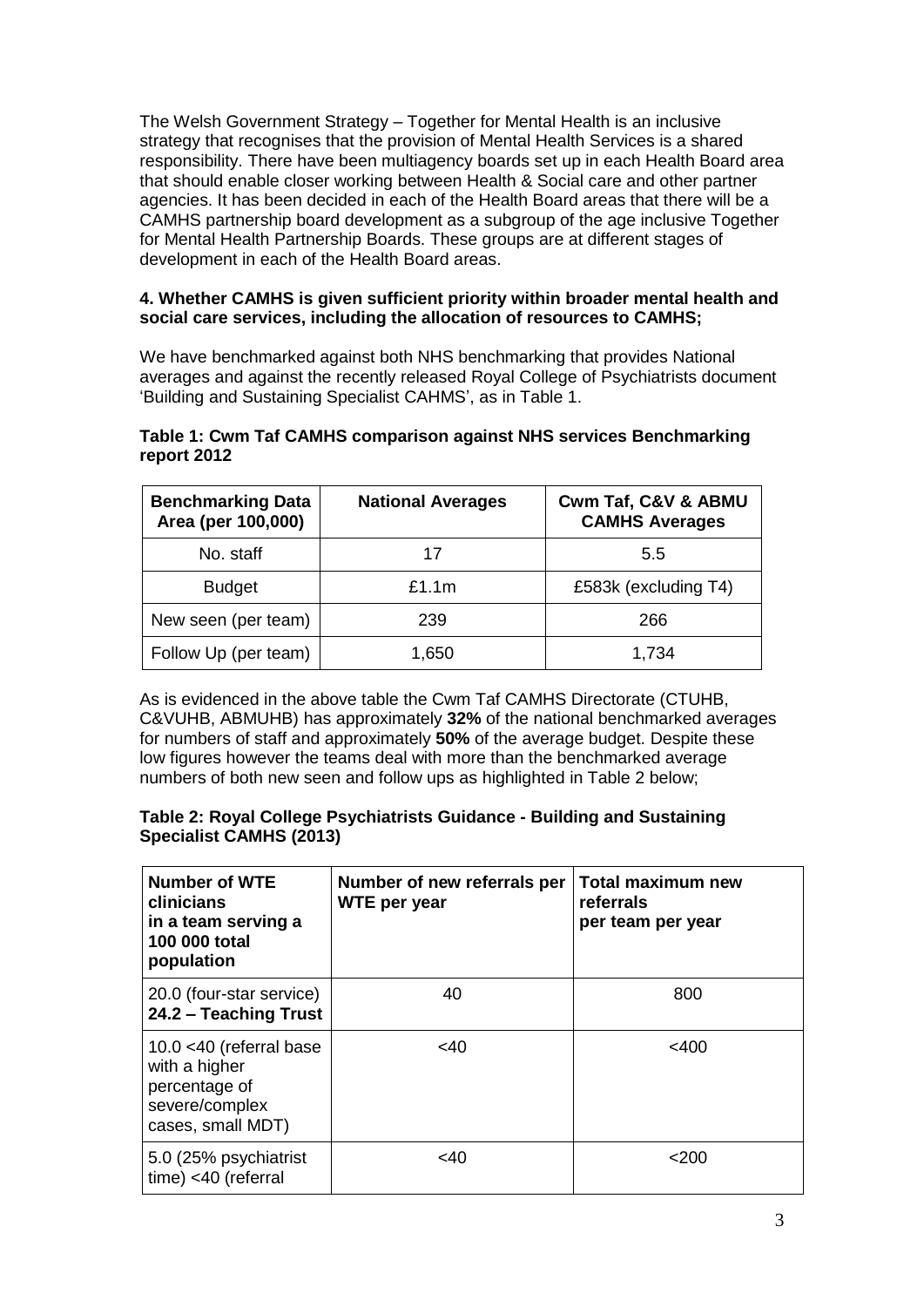The Welsh Government Strategy – Together for Mental Health is an inclusive strategy that recognises that the provision of Mental Health Services is a shared responsibility. There have been multiagency boards set up in each Health Board area that should enable closer working between Health & Social care and other partner agencies. It has been decided in each of the Health Board areas that there will be a CAMHS partnership board development as a subgroup of the age inclusive Together for Mental Health Partnership Boards. These groups are at different stages of development in each of the Health Board areas.

**4. Whether CAMHS is given sufficient priority within broader mental health and social care services, including the allocation of resources to CAMHS;**

We have benchmarked against both NHS benchmarking that provides National averages and against the recently released Royal College of Psychiatrists document 'Building and Sustaining Specialist CAHMS', as in Table 1.

**Table 1: Cwm Taf CAMHS comparison against NHS services Benchmarking report 2012**

| Benchmarking Data Area (per 100,000) | National Averages | Cwm Taf, C&V & ABMU CAMHS Averages |
|---|---|---|
| No. staff | 17 | 5.5 |
| Budget | £1.1m | £583k (excluding T4) |
| New seen (per team) | 239 | 266 |
| Follow Up (per team) | 1,650 | 1,734 |

As is evidenced in the above table the Cwm Taf CAMHS Directorate (CTUHB, C&VUHB, ABMUHB) has approximately **32%** of the national benchmarked averages for numbers of staff and approximately **50%** of the average budget. Despite these low figures however the teams deal with more than the benchmarked average numbers of both new seen and follow ups as highlighted in Table 2 below;

**Table 2: Royal College Psychiatrists Guidance - Building and Sustaining Specialist CAMHS (2013)**

| Number of WTE clinicians in a team serving a 100 000 total population | Number of new referrals per WTE per year | Total maximum new referrals per team per year |
|---|---|---|
| 20.0 (four-star service) **24.2 – Teaching Trust** | 40 | 800 |
| 10.0 <40 (referral base with a higher percentage of severe/complex cases, small MDT) | <40 | <400 |
| 5.0 (25% psychiatrist time) <40 (referral | <40 | <200 |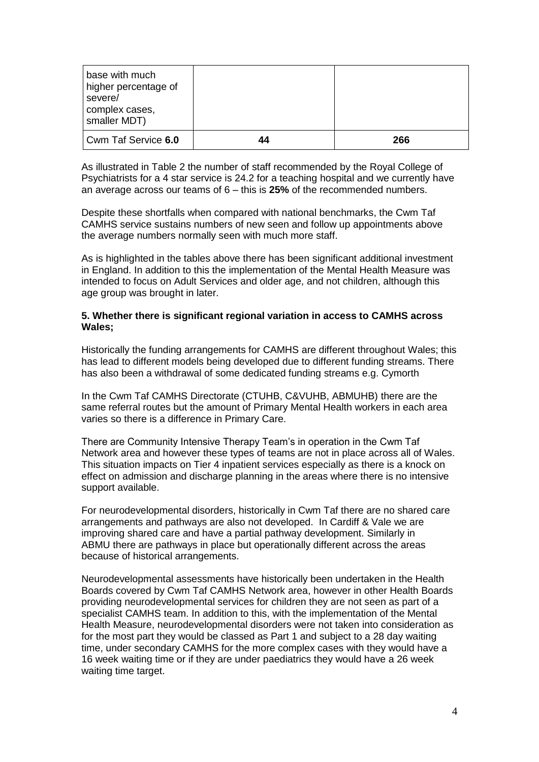| base with much higher percentage of severe/ complex cases, smaller MDT) | | |
| --- | --- | --- |
| Cwm Taf Service **6.0** | **44** | **266** |

As illustrated in Table 2 the number of staff recommended by the Royal College of Psychiatrists for a 4 star service is 24.2 for a teaching hospital and we currently have an average across our teams of 6 – this is **25%** of the recommended numbers.

Despite these shortfalls when compared with national benchmarks, the Cwm Taf CAMHS service sustains numbers of new seen and follow up appointments above the average numbers normally seen with much more staff.

As is highlighted in the tables above there has been significant additional investment in England. In addition to this the implementation of the Mental Health Measure was intended to focus on Adult Services and older age, and not children, although this age group was brought in later.

**5. Whether there is significant regional variation in access to CAMHS across Wales;**

Historically the funding arrangements for CAMHS are different throughout Wales; this has lead to different models being developed due to different funding streams. There has also been a withdrawal of some dedicated funding streams e.g. Cymorth

In the Cwm Taf CAMHS Directorate (CTUHB, C&VUHB, ABMUHB) there are the same referral routes but the amount of Primary Mental Health workers in each area varies so there is a difference in Primary Care.

There are Community Intensive Therapy Team's in operation in the Cwm Taf Network area and however these types of teams are not in place across all of Wales. This situation impacts on Tier 4 inpatient services especially as there is a knock on effect on admission and discharge planning in the areas where there is no intensive support available.

For neurodevelopmental disorders, historically in Cwm Taf there are no shared care arrangements and pathways are also not developed. In Cardiff & Vale we are improving shared care and have a partial pathway development. Similarly in ABMU there are pathways in place but operationally different across the areas because of historical arrangements.

Neurodevelopmental assessments have historically been undertaken in the Health Boards covered by Cwm Taf CAMHS Network area, however in other Health Boards providing neurodevelopmental services for children they are not seen as part of a specialist CAMHS team. In addition to this, with the implementation of the Mental Health Measure, neurodevelopmental disorders were not taken into consideration as for the most part they would be classed as Part 1 and subject to a 28 day waiting time, under secondary CAMHS for the more complex cases with they would have a 16 week waiting time or if they are under paediatrics they would have a 26 week waiting time target.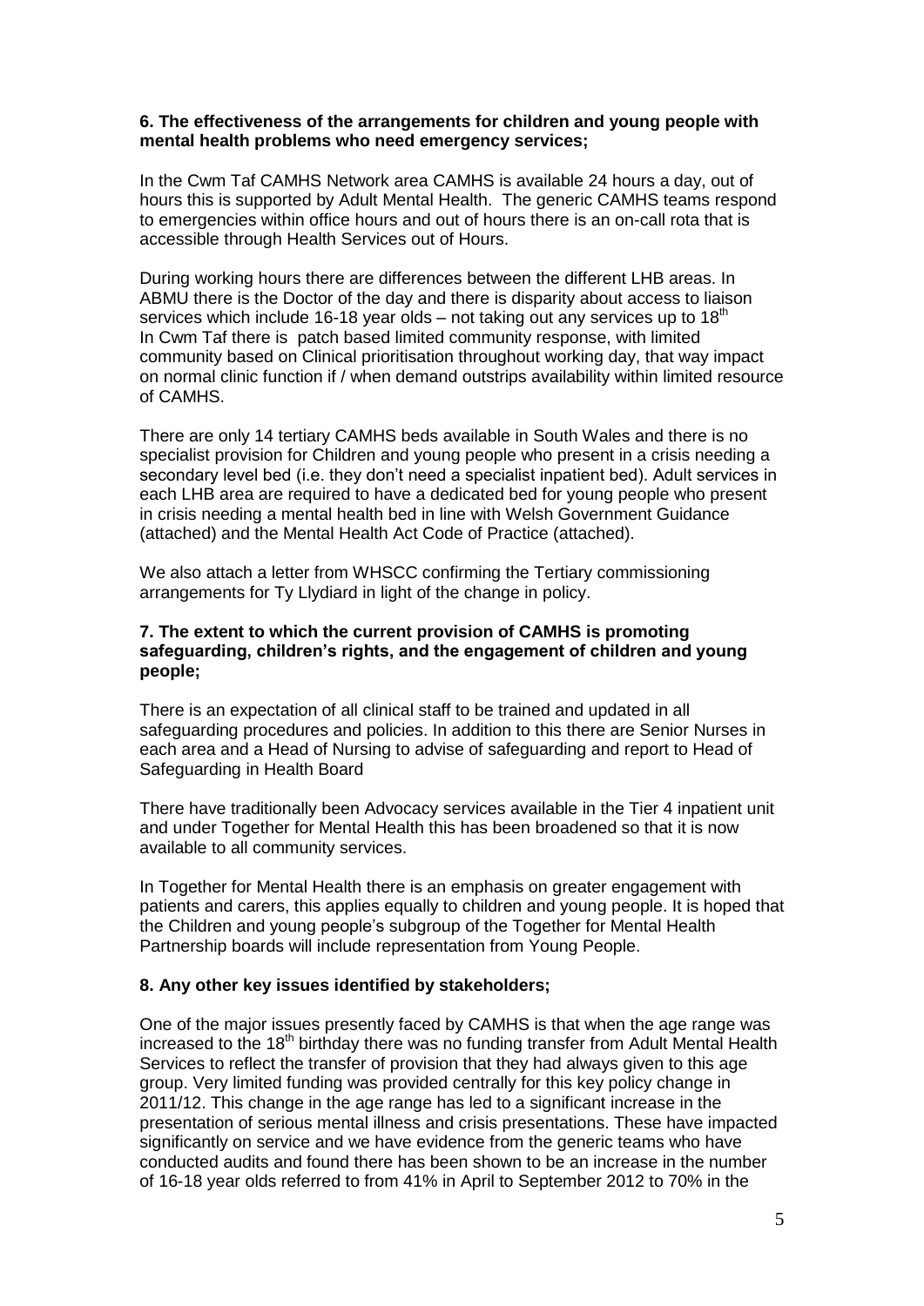**6. The effectiveness of the arrangements for children and young people with mental health problems who need emergency services;**

In the Cwm Taf CAMHS Network area CAMHS is available 24 hours a day, out of hours this is supported by Adult Mental Health. The generic CAMHS teams respond to emergencies within office hours and out of hours there is an on-call rota that is accessible through Health Services out of Hours.

During working hours there are differences between the different LHB areas. In ABMU there is the Doctor of the day and there is disparity about access to liaison services which include 16-18 year olds – not taking out any services up to 18th
In Cwm Taf there is patch based limited community response, with limited community based on Clinical prioritisation throughout working day, that way impact on normal clinic function if / when demand outstrips availability within limited resource of CAMHS.

There are only 14 tertiary CAMHS beds available in South Wales and there is no specialist provision for Children and young people who present in a crisis needing a secondary level bed (i.e. they don't need a specialist inpatient bed). Adult services in each LHB area are required to have a dedicated bed for young people who present in crisis needing a mental health bed in line with Welsh Government Guidance (attached) and the Mental Health Act Code of Practice (attached).

We also attach a letter from WHSCC confirming the Tertiary commissioning arrangements for Ty Llydiard in light of the change in policy.

**7. The extent to which the current provision of CAMHS is promoting safeguarding, children's rights, and the engagement of children and young people;**

There is an expectation of all clinical staff to be trained and updated in all safeguarding procedures and policies. In addition to this there are Senior Nurses in each area and a Head of Nursing to advise of safeguarding and report to Head of Safeguarding in Health Board

There have traditionally been Advocacy services available in the Tier 4 inpatient unit and under Together for Mental Health this has been broadened so that it is now available to all community services.

In Together for Mental Health there is an emphasis on greater engagement with patients and carers, this applies equally to children and young people. It is hoped that the Children and young people's subgroup of the Together for Mental Health Partnership boards will include representation from Young People.

**8. Any other key issues identified by stakeholders;**

One of the major issues presently faced by CAMHS is that when the age range was increased to the 18th birthday there was no funding transfer from Adult Mental Health Services to reflect the transfer of provision that they had always given to this age group. Very limited funding was provided centrally for this key policy change in 2011/12. This change in the age range has led to a significant increase in the presentation of serious mental illness and crisis presentations. These have impacted significantly on service and we have evidence from the generic teams who have conducted audits and found there has been shown to be an increase in the number of 16-18 year olds referred to from 41% in April to September 2012 to 70% in the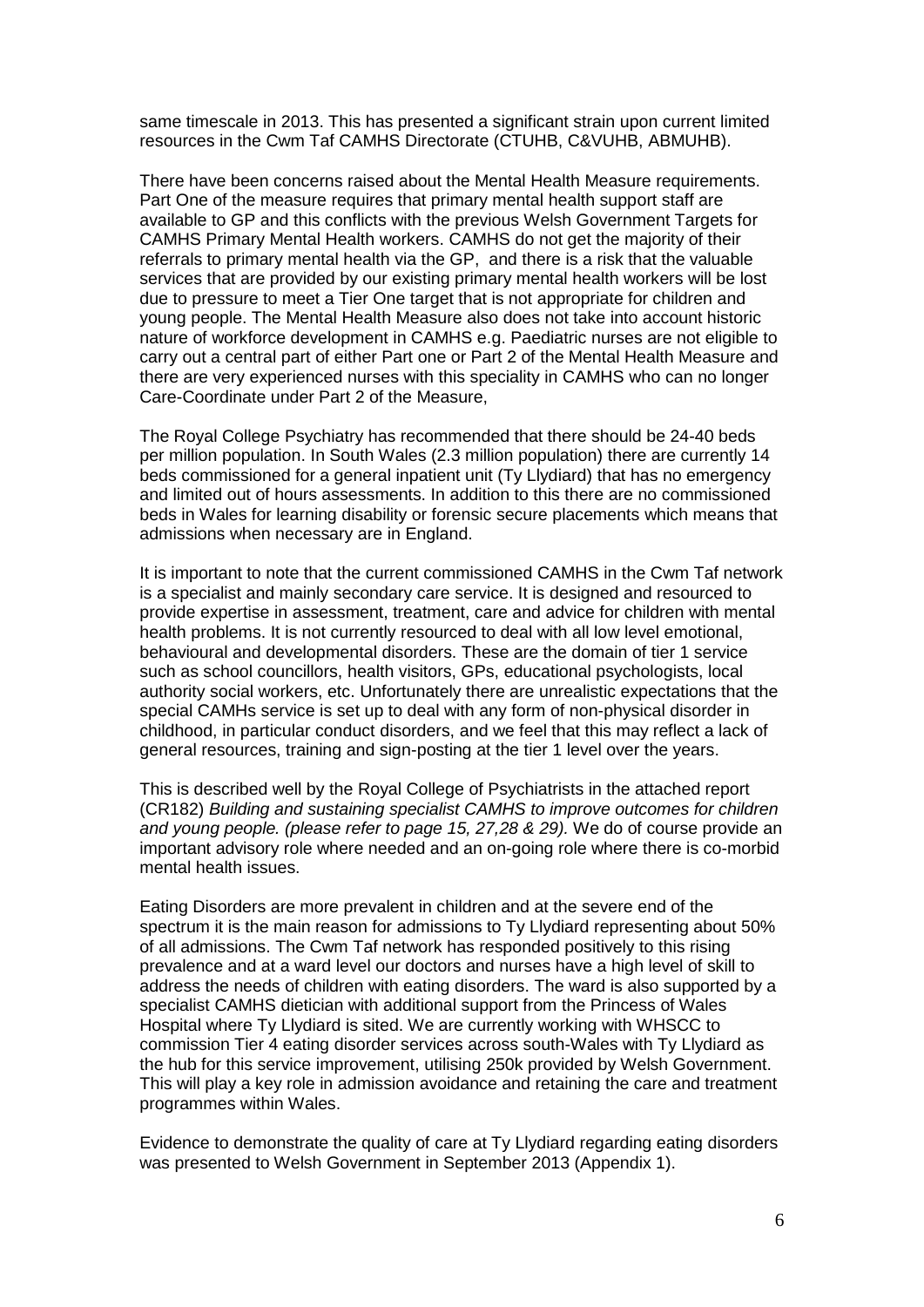same timescale in 2013. This has presented a significant strain upon current limited resources in the Cwm Taf CAMHS Directorate (CTUHB, C&VUHB, ABMUHB).

There have been concerns raised about the Mental Health Measure requirements. Part One of the measure requires that primary mental health support staff are available to GP and this conflicts with the previous Welsh Government Targets for CAMHS Primary Mental Health workers. CAMHS do not get the majority of their referrals to primary mental health via the GP, and there is a risk that the valuable services that are provided by our existing primary mental health workers will be lost due to pressure to meet a Tier One target that is not appropriate for children and young people. The Mental Health Measure also does not take into account historic nature of workforce development in CAMHS e.g. Paediatric nurses are not eligible to carry out a central part of either Part one or Part 2 of the Mental Health Measure and there are very experienced nurses with this speciality in CAMHS who can no longer Care-Coordinate under Part 2 of the Measure,

The Royal College Psychiatry has recommended that there should be 24-40 beds per million population. In South Wales (2.3 million population) there are currently 14 beds commissioned for a general inpatient unit (Ty Llydiard) that has no emergency and limited out of hours assessments. In addition to this there are no commissioned beds in Wales for learning disability or forensic secure placements which means that admissions when necessary are in England.

It is important to note that the current commissioned CAMHS in the Cwm Taf network is a specialist and mainly secondary care service. It is designed and resourced to provide expertise in assessment, treatment, care and advice for children with mental health problems. It is not currently resourced to deal with all low level emotional, behavioural and developmental disorders. These are the domain of tier 1 service such as school councillors, health visitors, GPs, educational psychologists, local authority social workers, etc. Unfortunately there are unrealistic expectations that the special CAMHs service is set up to deal with any form of non-physical disorder in childhood, in particular conduct disorders, and we feel that this may reflect a lack of general resources, training and sign-posting at the tier 1 level over the years.

This is described well by the Royal College of Psychiatrists in the attached report (CR182) *Building and sustaining specialist CAMHS to improve outcomes for children and young people. (please refer to page 15, 27,28 & 29).* We do of course provide an important advisory role where needed and an on-going role where there is co-morbid mental health issues.

Eating Disorders are more prevalent in children and at the severe end of the spectrum it is the main reason for admissions to Ty Llydiard representing about 50% of all admissions. The Cwm Taf network has responded positively to this rising prevalence and at a ward level our doctors and nurses have a high level of skill to address the needs of children with eating disorders. The ward is also supported by a specialist CAMHS dietician with additional support from the Princess of Wales Hospital where Ty Llydiard is sited. We are currently working with WHSCC to commission Tier 4 eating disorder services across south-Wales with Ty Llydiard as the hub for this service improvement, utilising 250k provided by Welsh Government. This will play a key role in admission avoidance and retaining the care and treatment programmes within Wales.

Evidence to demonstrate the quality of care at Ty Llydiard regarding eating disorders was presented to Welsh Government in September 2013 (Appendix 1).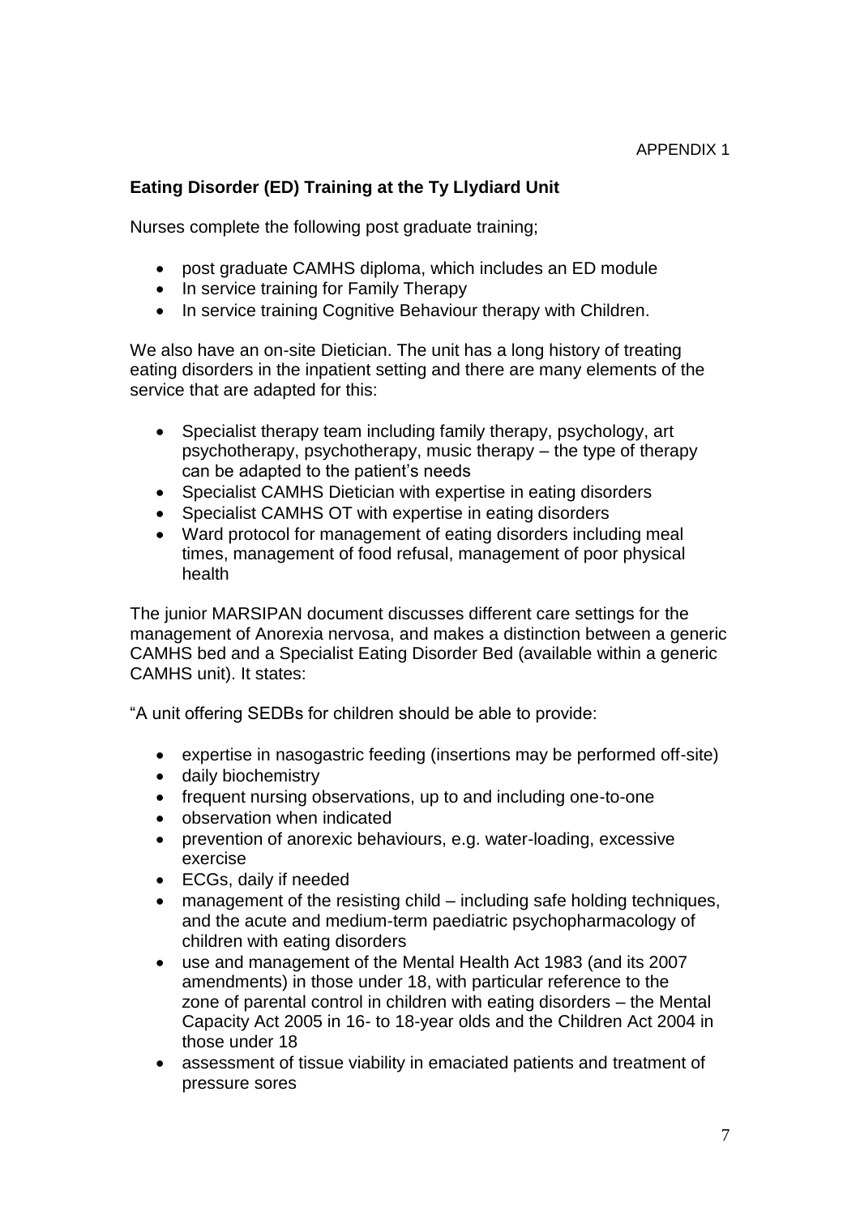APPENDIX 1

**Eating Disorder (ED) Training at the Ty Llydiard Unit**

Nurses complete the following post graduate training;

- post graduate CAMHS diploma, which includes an ED module
- In service training for Family Therapy
- In service training Cognitive Behaviour therapy with Children.

We also have an on-site Dietician. The unit has a long history of treating eating disorders in the inpatient setting and there are many elements of the service that are adapted for this:

- Specialist therapy team including family therapy, psychology, art psychotherapy, psychotherapy, music therapy – the type of therapy can be adapted to the patient's needs
- Specialist CAMHS Dietician with expertise in eating disorders
- Specialist CAMHS OT with expertise in eating disorders
- Ward protocol for management of eating disorders including meal times, management of food refusal, management of poor physical health

The junior MARSIPAN document discusses different care settings for the management of Anorexia nervosa, and makes a distinction between a generic CAMHS bed and a Specialist Eating Disorder Bed (available within a generic CAMHS unit). It states:

"A unit offering SEDBs for children should be able to provide:

- expertise in nasogastric feeding (insertions may be performed off-site)
- daily biochemistry
- frequent nursing observations, up to and including one-to-one
- observation when indicated
- prevention of anorexic behaviours, e.g. water-loading, excessive exercise
- ECGs, daily if needed
- management of the resisting child – including safe holding techniques, and the acute and medium-term paediatric psychopharmacology of children with eating disorders
- use and management of the Mental Health Act 1983 (and its 2007 amendments) in those under 18, with particular reference to the zone of parental control in children with eating disorders – the Mental Capacity Act 2005 in 16- to 18-year olds and the Children Act 2004 in those under 18
- assessment of tissue viability in emaciated patients and treatment of pressure sores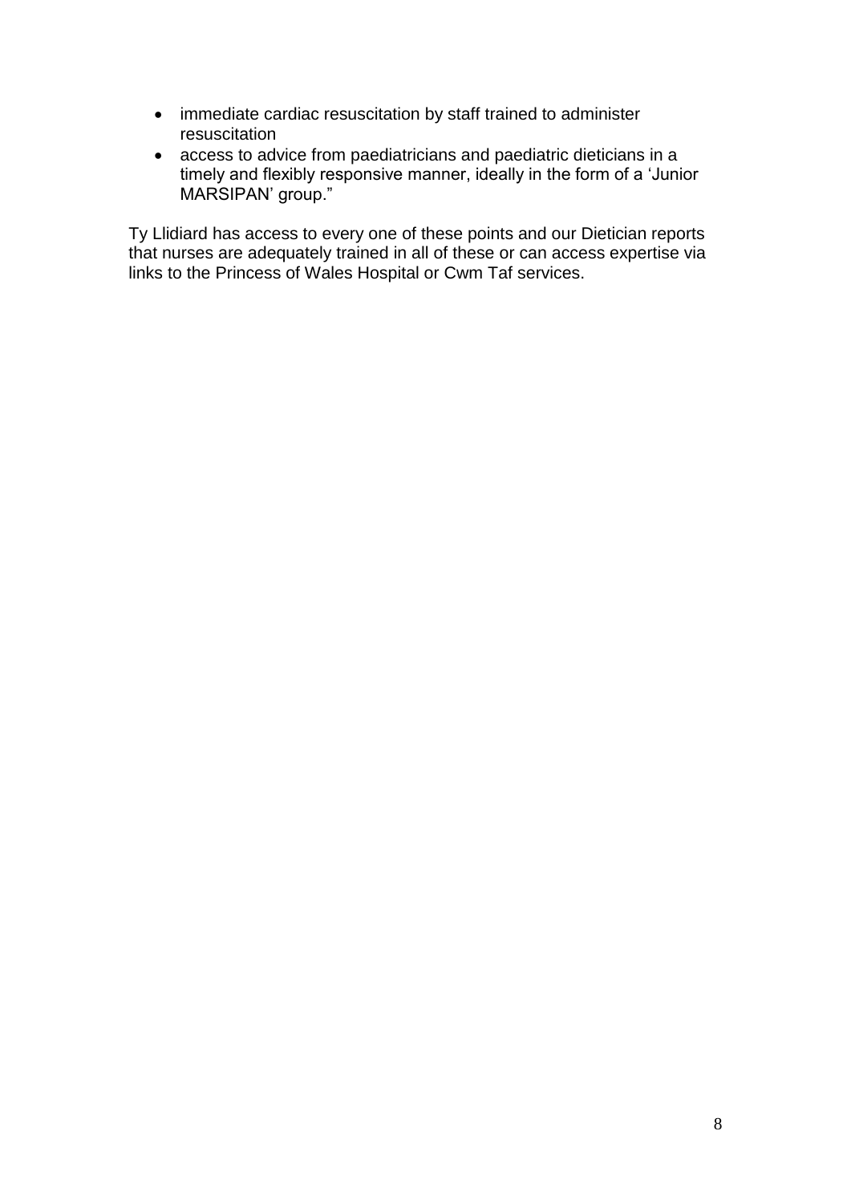- immediate cardiac resuscitation by staff trained to administer resuscitation
- access to advice from paediatricians and paediatric dieticians in a timely and flexibly responsive manner, ideally in the form of a 'Junior MARSIPAN' group."

Ty Llidiard has access to every one of these points and our Dietician reports that nurses are adequately trained in all of these or can access expertise via links to the Princess of Wales Hospital or Cwm Taf services.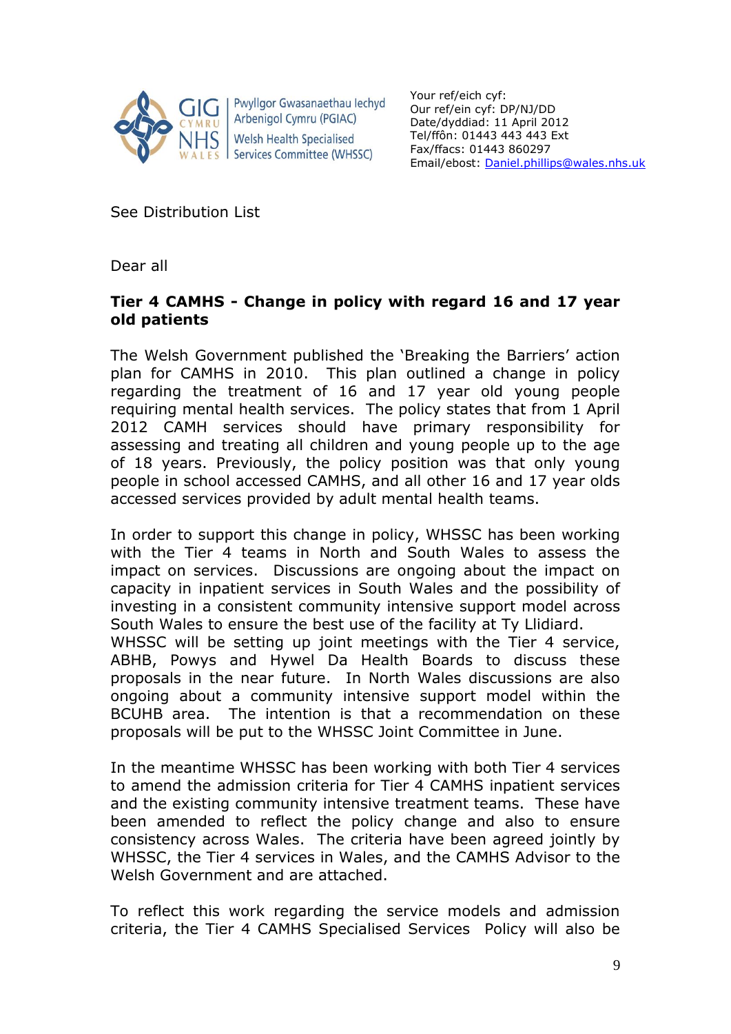GIG CYMRU NHS WALES | Pwyllgor Gwasanaethau Iechyd Arbenigol Cymru (PGIAC) Welsh Health Specialised Services Committee (WHSSC)

Your ref/eich cyf:
Our ref/ein cyf: DP/NJ/DD
Date/dyddiad: 11 April 2012
Tel/ffôn: 01443 443 443 Ext
Fax/ffacs: 01443 860297
Email/ebost: Daniel.phillips@wales.nhs.uk

See Distribution List

Dear all

**Tier 4 CAMHS - Change in policy with regard 16 and 17 year old patients**

The Welsh Government published the 'Breaking the Barriers' action plan for CAMHS in 2010. This plan outlined a change in policy regarding the treatment of 16 and 17 year old young people requiring mental health services. The policy states that from 1 April 2012 CAMH services should have primary responsibility for assessing and treating all children and young people up to the age of 18 years. Previously, the policy position was that only young people in school accessed CAMHS, and all other 16 and 17 year olds accessed services provided by adult mental health teams.

In order to support this change in policy, WHSSC has been working with the Tier 4 teams in North and South Wales to assess the impact on services. Discussions are ongoing about the impact on capacity in inpatient services in South Wales and the possibility of investing in a consistent community intensive support model across South Wales to ensure the best use of the facility at Ty Llidiard. WHSSC will be setting up joint meetings with the Tier 4 service, ABHB, Powys and Hywel Da Health Boards to discuss these proposals in the near future. In North Wales discussions are also ongoing about a community intensive support model within the BCUHB area. The intention is that a recommendation on these proposals will be put to the WHSSC Joint Committee in June.

In the meantime WHSSC has been working with both Tier 4 services to amend the admission criteria for Tier 4 CAMHS inpatient services and the existing community intensive treatment teams. These have been amended to reflect the policy change and also to ensure consistency across Wales. The criteria have been agreed jointly by WHSSC, the Tier 4 services in Wales, and the CAMHS Advisor to the Welsh Government and are attached.

To reflect this work regarding the service models and admission criteria, the Tier 4 CAMHS Specialised Services Policy will also be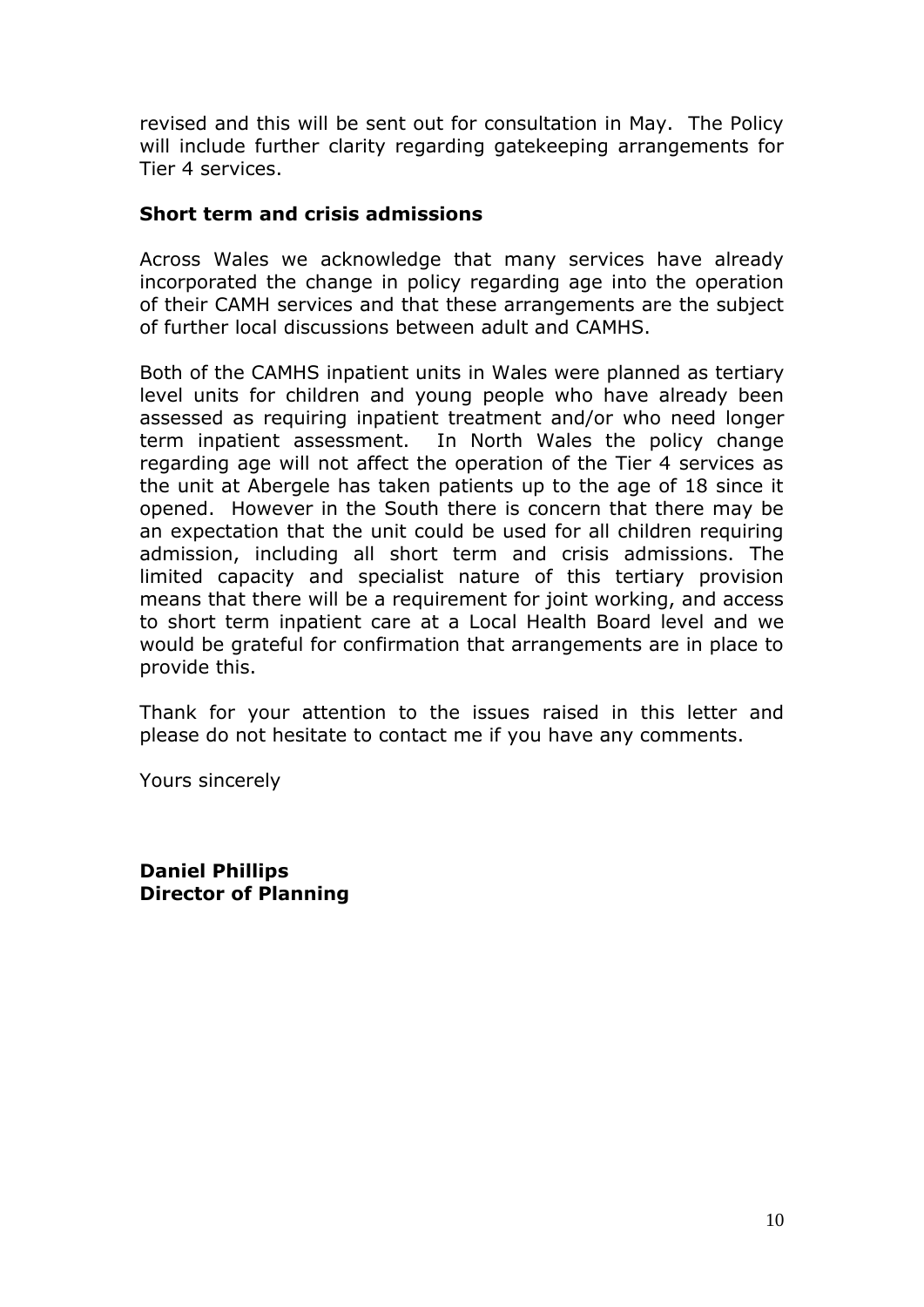revised and this will be sent out for consultation in May. The Policy will include further clarity regarding gatekeeping arrangements for Tier 4 services.

**Short term and crisis admissions**

Across Wales we acknowledge that many services have already incorporated the change in policy regarding age into the operation of their CAMH services and that these arrangements are the subject of further local discussions between adult and CAMHS.

Both of the CAMHS inpatient units in Wales were planned as tertiary level units for children and young people who have already been assessed as requiring inpatient treatment and/or who need longer term inpatient assessment. In North Wales the policy change regarding age will not affect the operation of the Tier 4 services as the unit at Abergele has taken patients up to the age of 18 since it opened. However in the South there is concern that there may be an expectation that the unit could be used for all children requiring admission, including all short term and crisis admissions. The limited capacity and specialist nature of this tertiary provision means that there will be a requirement for joint working, and access to short term inpatient care at a Local Health Board level and we would be grateful for confirmation that arrangements are in place to provide this.

Thank for your attention to the issues raised in this letter and please do not hesitate to contact me if you have any comments.

Yours sincerely

**Daniel Phillips**
**Director of Planning**